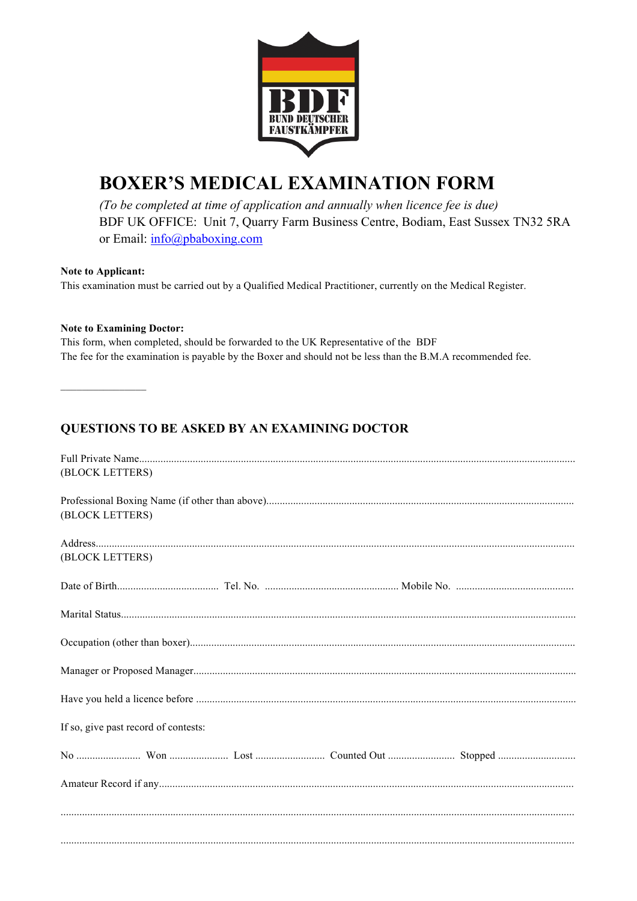BDF
BUND DEUTSCHER FAUSTKÄMPFER

# BOXER'S MEDICAL EXAMINATION FORM

*(To be completed at time of application and annually when licence fee is due)*
BDF UK OFFICE: Unit 7, Quarry Farm Business Centre, Bodiam, East Sussex TN32 5RA
or Email: info@pbaboxing.com

**Note to Applicant:**
This examination must be carried out by a Qualified Medical Practitioner, currently on the Medical Register.

**Note to Examining Doctor:**
This form, when completed, should be forwarded to the UK Representative of the BDF
The fee for the examination is payable by the Boxer and should not be less than the B.M.A recommended fee.

______________

## QUESTIONS TO BE ASKED BY AN EXAMINING DOCTOR

Full Private Name..................................................................................................................................................
(BLOCK LETTERS)

Professional Boxing Name (if other than above)..................................................................................................
(BLOCK LETTERS)

Address..................................................................................................................................................................
(BLOCK LETTERS)

Date of Birth...................................... Tel. No. .................................................. Mobile No. ............................................

Marital Status.........................................................................................................................................................

Occupation (other than boxer)...............................................................................................................................

Manager or Proposed Manager..............................................................................................................................

Have you held a licence before ............................................................................................................................

If so, give past record of contests:

No ........................ Won ...................... Lost .......................... Counted Out ......................... Stopped .............................

Amateur Record if any..........................................................................................................................................

.................................................................................................................................................................................

.................................................................................................................................................................................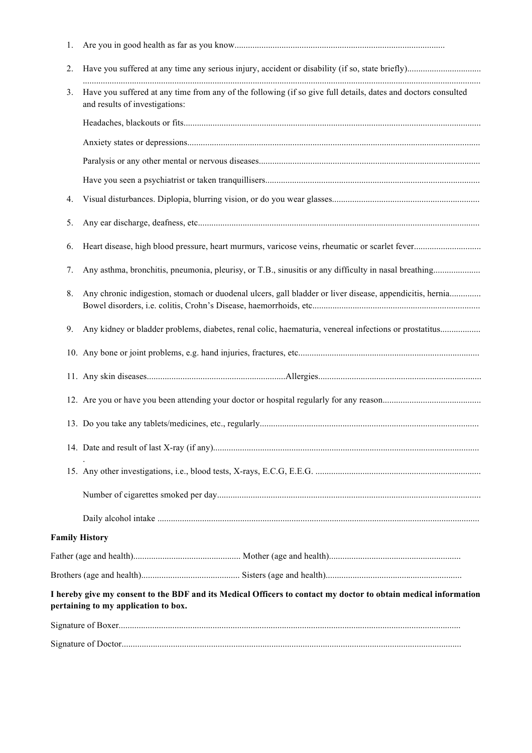1. Are you in good health as far as you know.............................................................................................

2. Have you suffered at any time any serious injury, accident or disability (if so, state briefly)................................
.........................................................................................................................................................................

3. Have you suffered at any time from any of the following (if so give full details, dates and doctors consulted and results of investigations:

   Headaches, blackouts or fits...................................................................................................................................

   Anxiety states or depressions.................................................................................................................................

   Paralysis or any other mental or nervous diseases.................................................................................................

   Have you seen a psychiatrist or taken tranquillisers..............................................................................................

4. Visual disturbances. Diplopia, blurring vision, or do you wear glasses.................................................................

5. Any ear discharge, deafness, etc............................................................................................................................

6. Heart disease, high blood pressure, heart murmurs, varicose veins, rheumatic or scarlet fever.............................

7. Any asthma, bronchitis, pneumonia, pleurisy, or T.B., sinusitis or any difficulty in nasal breathing....................

8. Any chronic indigestion, stomach or duodenal ulcers, gall bladder or liver disease, appendicitis, hernia.............
   Bowel disorders, i.e. colitis, Crohn's Disease, haemorrhoids, etc..........................................................................

9. Any kidney or bladder problems, diabetes, renal colic, haematuria, venereal infections or prostatitus.................

10. Any bone or joint problems, e.g. hand injuries, fractures, etc................................................................................

11. Any skin diseases..............................................................Allergies........................................................................

12. Are you or have you been attending your doctor or hospital regularly for any reason...........................................

13. Do you take any tablets/medicines, etc., regularly................................................................................................

14. Date and result of last X-ray (if any).....................................................................................................................
    .

15. Any other investigations, i.e., blood tests, X-rays, E.C.G, E.E.G. .........................................................................

    Number of cigarettes smoked per day....................................................................................................................

    Daily alcohol intake ..............................................................................................................................................

**Family History**

Father (age and health)................................................ Mother (age and health)..........................................................

Brothers (age and health)............................................ Sisters (age and health)............................................................

**I hereby give my consent to the BDF and its Medical Officers to contact my doctor to obtain medical information pertaining to my application to box.**

Signature of Boxer......................................................................................................................................................

Signature of Doctor.....................................................................................................................................................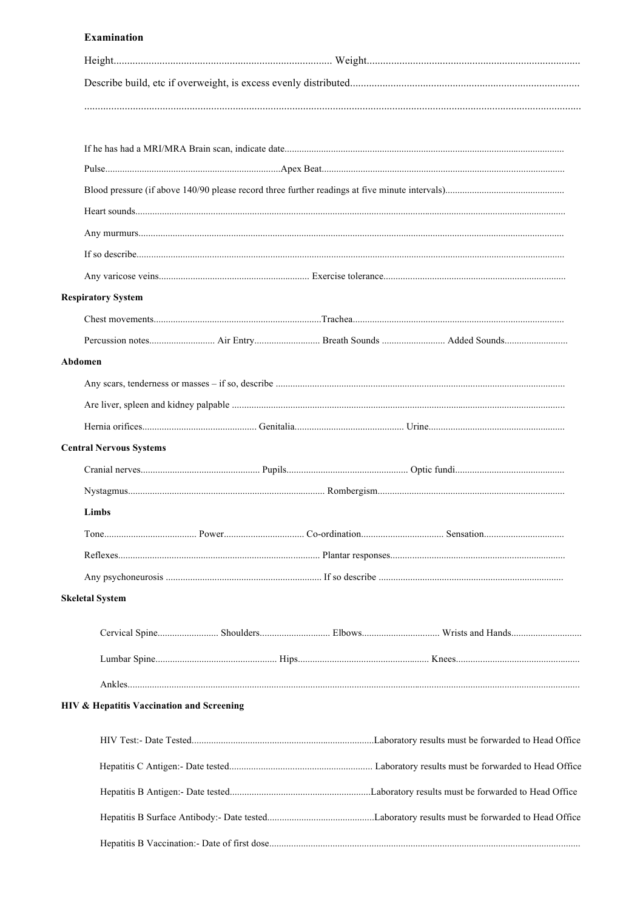**Examination**

Height.................................................................................. Weight...............................................................................

Describe build, etc if overweight, is excess evenly distributed.....................................................................................

.....................................................................................................................................................................................

If he has had a MRI/MRA Brain scan, indicate date..................................................................................................................

Pulse........................................................................Apex Beat..................................................................................................

Blood pressure (if above 140/90 please record three further readings at five minute intervals)................................................

Heart sounds..............................................................................................................................................................................

Any murmurs.............................................................................................................................................................................

If so describe..............................................................................................................................................................................

Any varicose veins............................................................. Exercise tolerance..........................................................................

**Respiratory System**

Chest movements.....................................................................Trachea.......................................................................................

Percussion notes........................... Air Entry........................... Breath Sounds .......................... Added Sounds..........................

**Abdomen**

Any scars, tenderness or masses – if so, describe ......................................................................................................................

Are liver, spleen and kidney palpable .......................................................................................................................................

Hernia orifices............................................... Genitalia............................................. Urine........................................................

**Central Nervous Systems**

Cranial nerves................................................. Pupils.................................................. Optic fundi.............................................

Nystagmus.................................................................................. Rombergism.............................................................................

**Limbs**

Tone...................................... Power................................. Co-ordination.................................. Sensation.................................

Reflexes.................................................................................. Plantar responses.......................................................................

Any psychoneurosis ................................................................ If so describe ...........................................................................

**Skeletal System**

Cervical Spine......................... Shoulders............................. Elbows................................ Wrists and Hands.............................

Lumbar Spine.................................................. Hips...................................................... Knees..................................................

Ankles.........................................................................................................................................................................................

**HIV & Hepatitis Vaccination and Screening**

HIV Test:- Date Tested...........................................................................Laboratory results must be forwarded to Head Office

Hepatitis C Antigen:- Date tested.......................................................... Laboratory results must be forwarded to Head Office

Hepatitis B Antigen:- Date tested..........................................................Laboratory results must be forwarded to Head Office

Hepatitis B Surface Antibody:- Date tested............................................Laboratory results must be forwarded to Head Office

Hepatitis B Vaccination:- Date of first dose..............................................................................................................................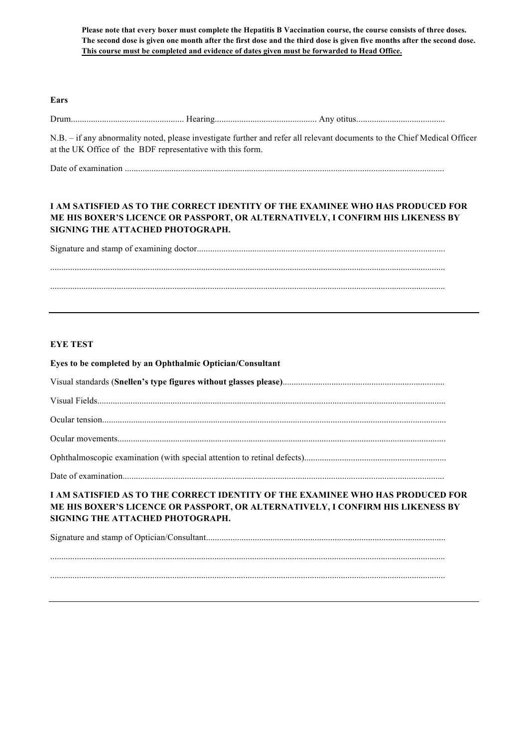**Please note that every boxer must complete the Hepatitis B Vaccination course, the course consists of three doses. The second dose is given one month after the first dose and the third dose is given five months after the second dose. <u>This course must be completed and evidence of dates given must be forwarded to Head Office.</u>**

**Ears**

Drum.................................................. Hearing............................................. Any otitus........................................

N.B. – if any abnormality noted, please investigate further and refer all relevant documents to the Chief Medical Officer at the UK Office of the BDF representative with this form.

Date of examination ...............................................................................................................................................

**I AM SATISFIED AS TO THE CORRECT IDENTITY OF THE EXAMINEE WHO HAS PRODUCED FOR ME HIS BOXER'S LICENCE OR PASSPORT, OR ALTERNATIVELY, I CONFIRM HIS LIKENESS BY SIGNING THE ATTACHED PHOTOGRAPH.**

Signature and stamp of examining doctor...............................................................................................................

.................................................................................................................................................................................

.................................................................................................................................................................................

---

**EYE TEST**

**Eyes to be completed by an Ophthalmic Optician/Consultant**

Visual standards (**Snellen's type figures without glasses please)**........................................................................

Visual Fields...........................................................................................................................................................

Ocular tension.........................................................................................................................................................

Ocular movements..................................................................................................................................................

Ophthalmoscopic examination (with special attention to retinal defects)...............................................................

Date of examination...............................................................................................................................................

**I AM SATISFIED AS TO THE CORRECT IDENTITY OF THE EXAMINEE WHO HAS PRODUCED FOR ME HIS BOXER'S LICENCE OR PASSPORT, OR ALTERNATIVELY, I CONFIRM HIS LIKENESS BY SIGNING THE ATTACHED PHOTOGRAPH.**

Signature and stamp of Optician/Consultant...........................................................................................................

.................................................................................................................................................................................

.................................................................................................................................................................................

---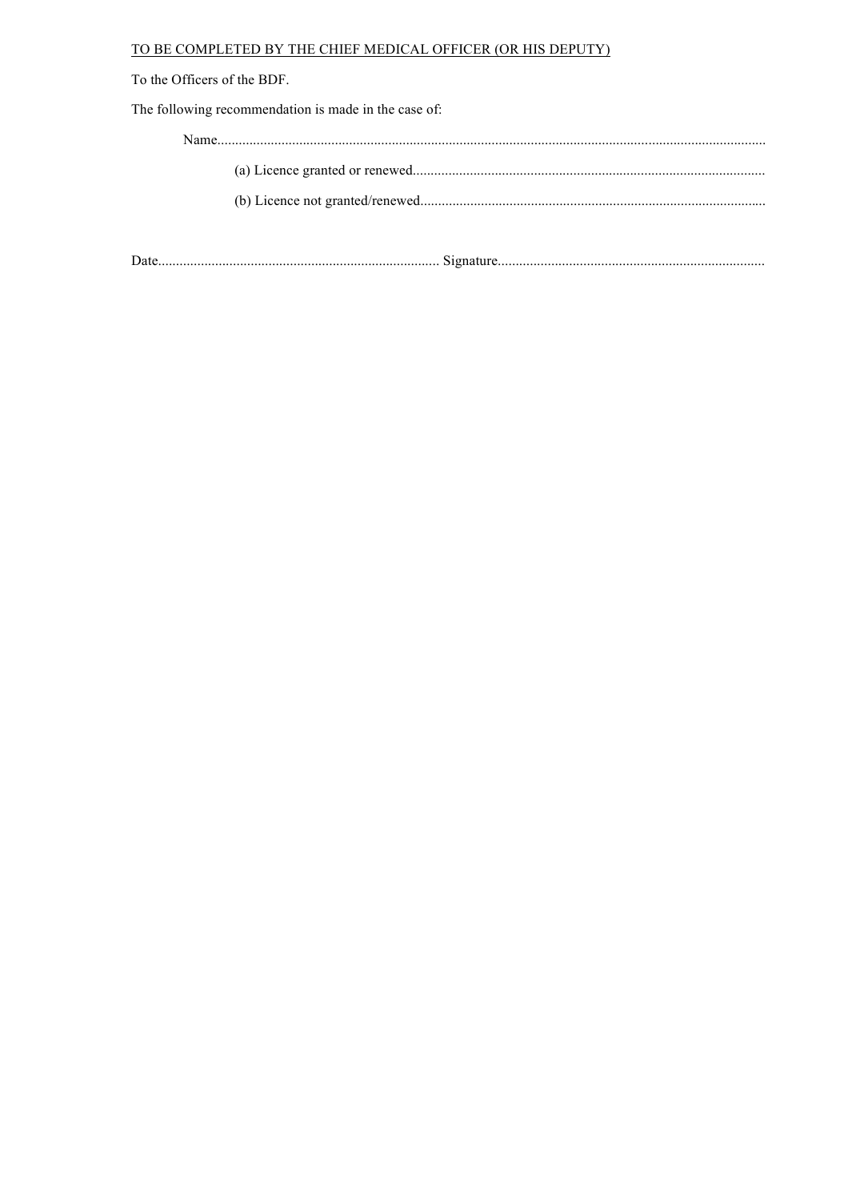<u>TO BE COMPLETED BY THE CHIEF MEDICAL OFFICER (OR HIS DEPUTY)</u>

To the Officers of the BDF.

The following recommendation is made in the case of:

Name..........................................................................................................................................................

(a) Licence granted or renewed..................................................................................................

(b) Licence not granted/renewed................................................................................................

Date.............................................................................. Signature...........................................................................